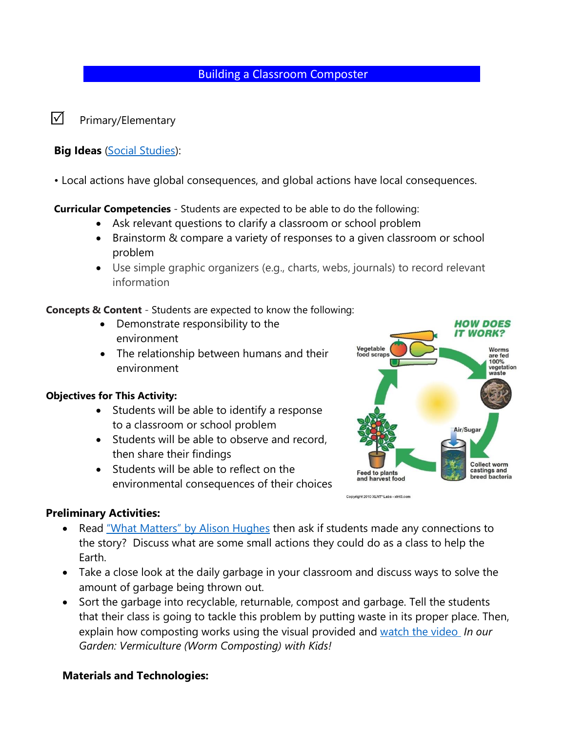# Building a Classroom Composter

☑ Primary/Elementary

**Big Ideas** (Social Studies):

• Local actions have global consequences, and global actions have local consequences.

**Curricular Competencies** - Students are expected to be able to do the following:

- Ask relevant questions to clarify a classroom or school problem
- Brainstorm & compare a variety of responses to a given classroom or school problem
- Use simple graphic organizers (e.g., charts, webs, journals) to record relevant information

**Concepts & Content** - Students are expected to know the following:

- Demonstrate responsibility to the environment
- The relationship between humans and their environment

**Objectives for This Activity:**

- Students will be able to identify a response to a classroom or school problem
- Students will be able to observe and record, then share their findings
- Students will be able to reflect on the environmental consequences of their choices

**Preliminary Activities:**

- Read "What Matters" by Alison Hughes then ask if students made any connections to the story? Discuss what are some small actions they could do as a class to help the Earth.
- Take a close look at the daily garbage in your classroom and discuss ways to solve the amount of garbage being thrown out.
- Sort the garbage into recyclable, returnable, compost and garbage. Tell the students that their class is going to tackle this problem by putting waste in its proper place. Then, explain how composting works using the visual provided and watch the video *In our Garden: Vermiculture (Worm Composting) with Kids!*

**Materials and Technologies:**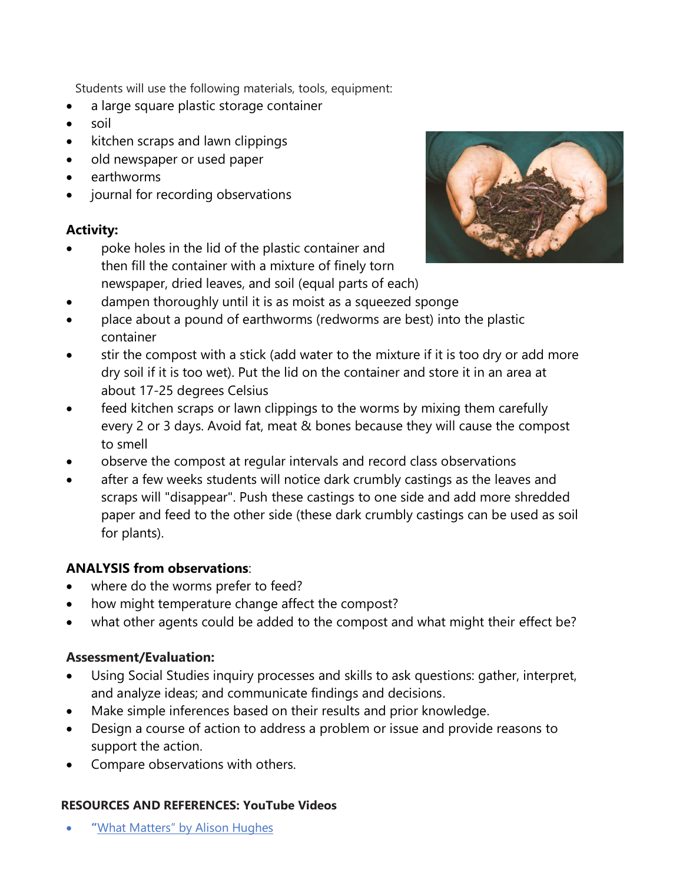Students will use the following materials, tools, equipment:

- a large square plastic storage container
- soil
- kitchen scraps and lawn clippings
- old newspaper or used paper
- earthworms
- journal for recording observations

**Activity:**

- poke holes in the lid of the plastic container and then fill the container with a mixture of finely torn newspaper, dried leaves, and soil (equal parts of each)
- dampen thoroughly until it is as moist as a squeezed sponge
- place about a pound of earthworms (redworms are best) into the plastic container
- stir the compost with a stick (add water to the mixture if it is too dry or add more dry soil if it is too wet). Put the lid on the container and store it in an area at about 17-25 degrees Celsius
- feed kitchen scraps or lawn clippings to the worms by mixing them carefully every 2 or 3 days. Avoid fat, meat & bones because they will cause the compost to smell
- observe the compost at regular intervals and record class observations
- after a few weeks students will notice dark crumbly castings as the leaves and scraps will "disappear". Push these castings to one side and add more shredded paper and feed to the other side (these dark crumbly castings can be used as soil for plants).

**ANALYSIS from observations**:

- where do the worms prefer to feed?
- how might temperature change affect the compost?
- what other agents could be added to the compost and what might their effect be?

**Assessment/Evaluation:**

- Using Social Studies inquiry processes and skills to ask questions: gather, interpret, and analyze ideas; and communicate findings and decisions.
- Make simple inferences based on their results and prior knowledge.
- Design a course of action to address a problem or issue and provide reasons to support the action.
- Compare observations with others.

**RESOURCES AND REFERENCES: YouTube Videos**

- "What Matters" by Alison Hughes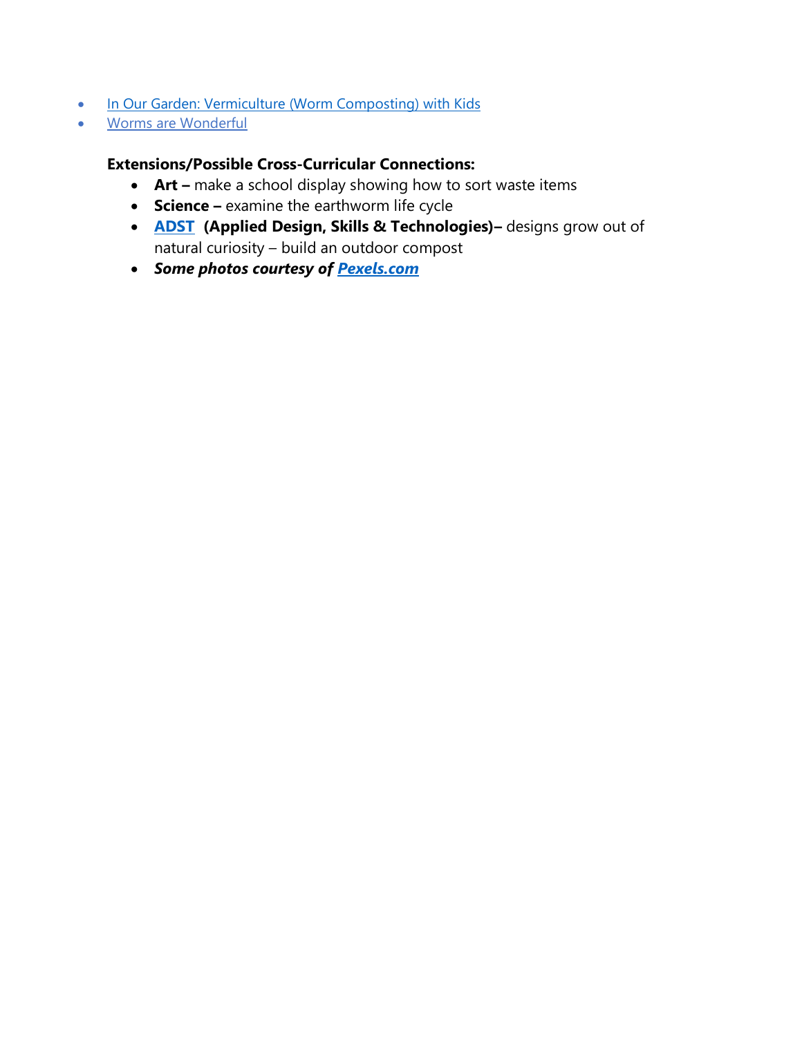- In Our Garden: Vermiculture (Worm Composting) with Kids
- Worms are Wonderful

**Extensions/Possible Cross-Curricular Connections:**

- **Art –** make a school display showing how to sort waste items
- **Science –** examine the earthworm life cycle
- **ADST (Applied Design, Skills & Technologies)–** designs grow out of natural curiosity – build an outdoor compost
- ***Some photos courtesy of Pexels.com***